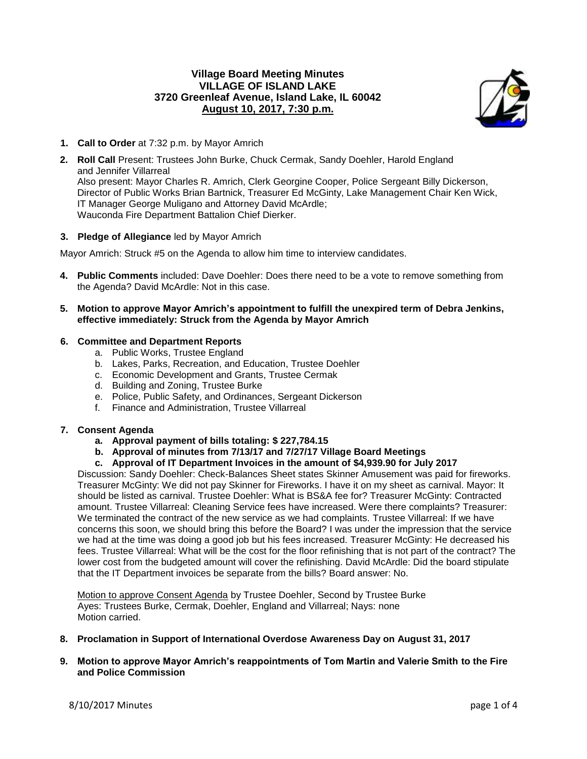# Village Board Meeting Minutes
## VILLAGE OF ISLAND LAKE
### 3720 Greenleaf Avenue, Island Lake, IL 60042
### August 10, 2017, 7:30 p.m.

1. **Call to Order** at 7:32 p.m. by Mayor Amrich

2. **Roll Call** Present: Trustees John Burke, Chuck Cermak, Sandy Doehler, Harold England and Jennifer Villarreal
   Also present: Mayor Charles R. Amrich, Clerk Georgine Cooper, Police Sergeant Billy Dickerson, Director of Public Works Brian Bartnick, Treasurer Ed McGinty, Lake Management Chair Ken Wick, IT Manager George Muligano and Attorney David McArdle;
   Wauconda Fire Department Battalion Chief Dierker.

3. **Pledge of Allegiance** led by Mayor Amrich

Mayor Amrich: Struck #5 on the Agenda to allow him time to interview candidates.

4. **Public Comments** included: Dave Doehler: Does there need to be a vote to remove something from the Agenda? David McArdle: Not in this case.

5. **Motion to approve Mayor Amrich's appointment to fulfill the unexpired term of Debra Jenkins, effective immediately: Struck from the Agenda by Mayor Amrich**

6. **Committee and Department Reports**
   a. Public Works, Trustee England
   b. Lakes, Parks, Recreation, and Education, Trustee Doehler
   c. Economic Development and Grants, Trustee Cermak
   d. Building and Zoning, Trustee Burke
   e. Police, Public Safety, and Ordinances, Sergeant Dickerson
   f. Finance and Administration, Trustee Villarreal

7. **Consent Agenda**
   a. **Approval payment of bills totaling: $ 227,784.15**
   b. **Approval of minutes from 7/13/17 and 7/27/17 Village Board Meetings**
   c. **Approval of IT Department Invoices in the amount of $4,939.90 for July 2017**

   Discussion: Sandy Doehler: Check-Balances Sheet states Skinner Amusement was paid for fireworks. Treasurer McGinty: We did not pay Skinner for Fireworks. I have it on my sheet as carnival. Mayor: It should be listed as carnival. Trustee Doehler: What is BS&A fee for? Treasurer McGinty: Contracted amount. Trustee Villarreal: Cleaning Service fees have increased. Were there complaints? Treasurer: We terminated the contract of the new service as we had complaints. Trustee Villarreal: If we have concerns this soon, we should bring this before the Board? I was under the impression that the service we had at the time was doing a good job but his fees increased. Treasurer McGinty: He decreased his fees. Trustee Villarreal: What will be the cost for the floor refinishing that is not part of the contract? The lower cost from the budgeted amount will cover the refinishing. David McArdle: Did the board stipulate that the IT Department invoices be separate from the bills? Board answer: No.

   Motion to approve Consent Agenda by Trustee Doehler, Second by Trustee Burke
   Ayes: Trustees Burke, Cermak, Doehler, England and Villarreal; Nays: none
   Motion carried.

8. **Proclamation in Support of International Overdose Awareness Day on August 31, 2017**

9. **Motion to approve Mayor Amrich's reappointments of Tom Martin and Valerie Smith to the Fire and Police Commission**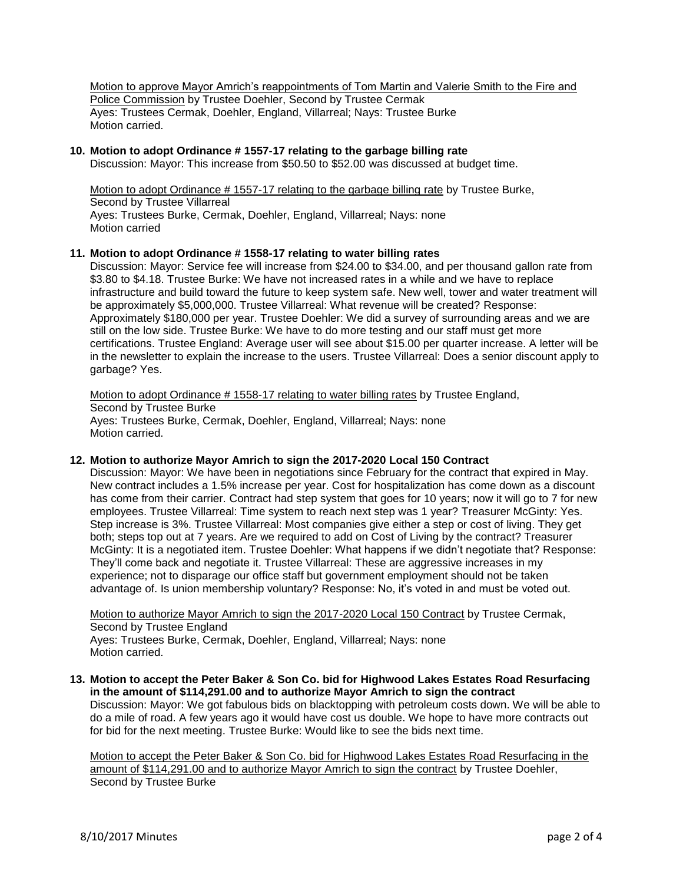Motion to approve Mayor Amrich's reappointments of Tom Martin and Valerie Smith to the Fire and Police Commission by Trustee Doehler, Second by Trustee Cermak
Ayes: Trustees Cermak, Doehler, England, Villarreal; Nays: Trustee Burke
Motion carried.

**10. Motion to adopt Ordinance # 1557-17 relating to the garbage billing rate**
Discussion: Mayor: This increase from $50.50 to $52.00 was discussed at budget time.

Motion to adopt Ordinance # 1557-17 relating to the garbage billing rate by Trustee Burke,
Second by Trustee Villarreal
Ayes: Trustees Burke, Cermak, Doehler, England, Villarreal; Nays: none
Motion carried

**11. Motion to adopt Ordinance # 1558-17 relating to water billing rates**
Discussion: Mayor: Service fee will increase from $24.00 to $34.00, and per thousand gallon rate from $3.80 to $4.18. Trustee Burke: We have not increased rates in a while and we have to replace infrastructure and build toward the future to keep system safe. New well, tower and water treatment will be approximately $5,000,000. Trustee Villarreal: What revenue will be created? Response: Approximately $180,000 per year. Trustee Doehler: We did a survey of surrounding areas and we are still on the low side. Trustee Burke: We have to do more testing and our staff must get more certifications. Trustee England: Average user will see about $15.00 per quarter increase. A letter will be in the newsletter to explain the increase to the users. Trustee Villarreal: Does a senior discount apply to garbage? Yes.

Motion to adopt Ordinance # 1558-17 relating to water billing rates by Trustee England,
Second by Trustee Burke
Ayes: Trustees Burke, Cermak, Doehler, England, Villarreal; Nays: none
Motion carried.

**12. Motion to authorize Mayor Amrich to sign the 2017-2020 Local 150 Contract**
Discussion: Mayor: We have been in negotiations since February for the contract that expired in May. New contract includes a 1.5% increase per year. Cost for hospitalization has come down as a discount has come from their carrier. Contract had step system that goes for 10 years; now it will go to 7 for new employees. Trustee Villarreal: Time system to reach next step was 1 year? Treasurer McGinty: Yes. Step increase is 3%. Trustee Villarreal: Most companies give either a step or cost of living. They get both; steps top out at 7 years. Are we required to add on Cost of Living by the contract? Treasurer McGinty: It is a negotiated item. Trustee Doehler: What happens if we didn't negotiate that? Response: They'll come back and negotiate it. Trustee Villarreal: These are aggressive increases in my experience; not to disparage our office staff but government employment should not be taken advantage of. Is union membership voluntary? Response: No, it's voted in and must be voted out.

Motion to authorize Mayor Amrich to sign the 2017-2020 Local 150 Contract by Trustee Cermak,
Second by Trustee England
Ayes: Trustees Burke, Cermak, Doehler, England, Villarreal; Nays: none
Motion carried.

**13. Motion to accept the Peter Baker & Son Co. bid for Highwood Lakes Estates Road Resurfacing in the amount of $114,291.00 and to authorize Mayor Amrich to sign the contract**
Discussion: Mayor: We got fabulous bids on blacktopping with petroleum costs down. We will be able to do a mile of road. A few years ago it would have cost us double. We hope to have more contracts out for bid for the next meeting. Trustee Burke: Would like to see the bids next time.

Motion to accept the Peter Baker & Son Co. bid for Highwood Lakes Estates Road Resurfacing in the amount of $114,291.00 and to authorize Mayor Amrich to sign the contract by Trustee Doehler,
Second by Trustee Burke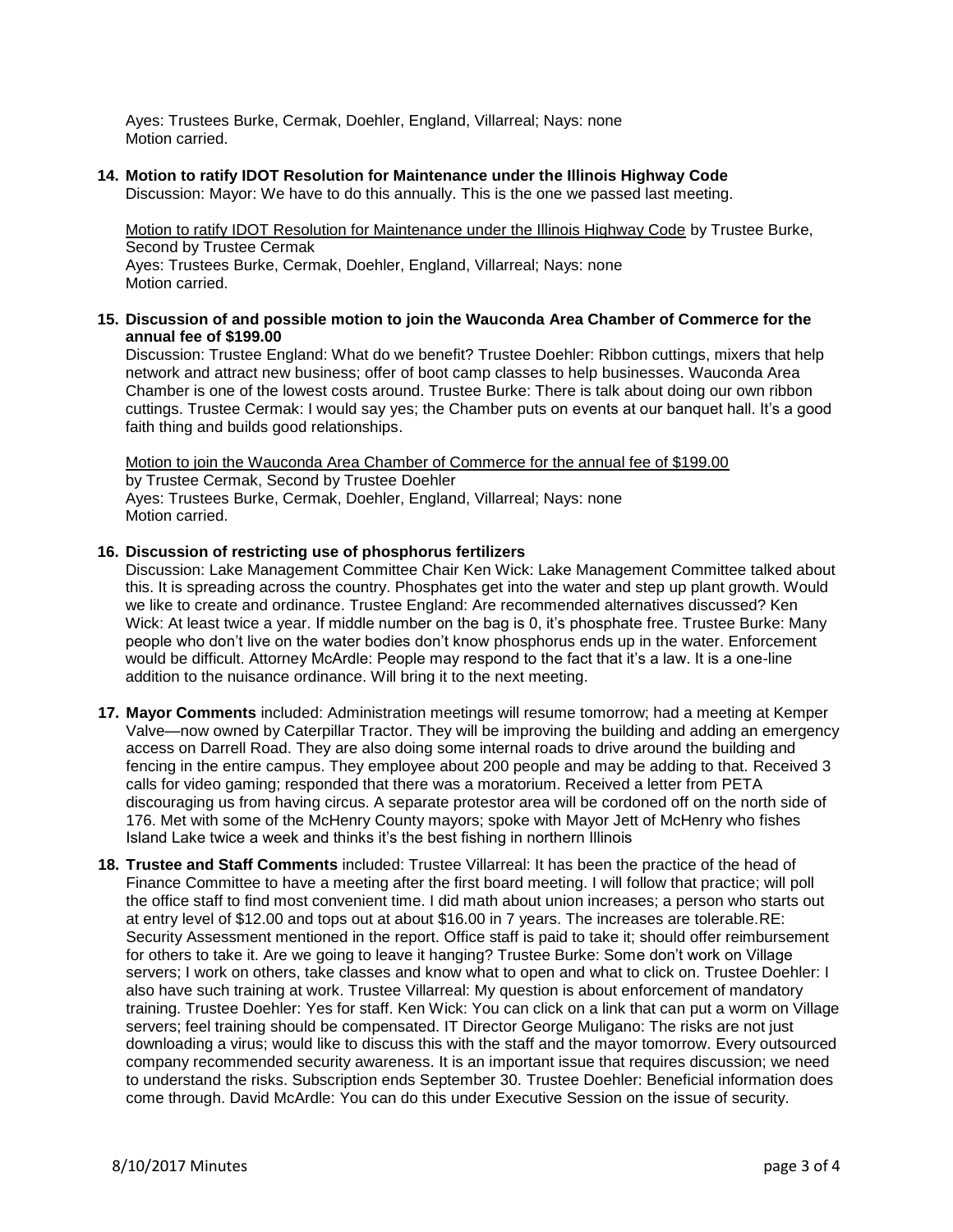Ayes: Trustees Burke, Cermak, Doehler, England, Villarreal; Nays: none
Motion carried.

**14. Motion to ratify IDOT Resolution for Maintenance under the Illinois Highway Code**

Discussion: Mayor: We have to do this annually. This is the one we passed last meeting.

Motion to ratify IDOT Resolution for Maintenance under the Illinois Highway Code by Trustee Burke, Second by Trustee Cermak
Ayes: Trustees Burke, Cermak, Doehler, England, Villarreal; Nays: none
Motion carried.

**15. Discussion of and possible motion to join the Wauconda Area Chamber of Commerce for the annual fee of $199.00**

Discussion: Trustee England: What do we benefit? Trustee Doehler: Ribbon cuttings, mixers that help network and attract new business; offer of boot camp classes to help businesses. Wauconda Area Chamber is one of the lowest costs around. Trustee Burke: There is talk about doing our own ribbon cuttings. Trustee Cermak: I would say yes; the Chamber puts on events at our banquet hall. It's a good faith thing and builds good relationships.

Motion to join the Wauconda Area Chamber of Commerce for the annual fee of $199.00 by Trustee Cermak, Second by Trustee Doehler
Ayes: Trustees Burke, Cermak, Doehler, England, Villarreal; Nays: none
Motion carried.

**16. Discussion of restricting use of phosphorus fertilizers**

Discussion: Lake Management Committee Chair Ken Wick: Lake Management Committee talked about this. It is spreading across the country. Phosphates get into the water and step up plant growth. Would we like to create and ordinance. Trustee England: Are recommended alternatives discussed? Ken Wick: At least twice a year. If middle number on the bag is 0, it's phosphate free. Trustee Burke: Many people who don't live on the water bodies don't know phosphorus ends up in the water. Enforcement would be difficult. Attorney McArdle: People may respond to the fact that it's a law. It is a one-line addition to the nuisance ordinance. Will bring it to the next meeting.

**17. Mayor Comments** included: Administration meetings will resume tomorrow; had a meeting at Kemper Valve—now owned by Caterpillar Tractor. They will be improving the building and adding an emergency access on Darrell Road. They are also doing some internal roads to drive around the building and fencing in the entire campus. They employee about 200 people and may be adding to that. Received 3 calls for video gaming; responded that there was a moratorium. Received a letter from PETA discouraging us from having circus. A separate protestor area will be cordoned off on the north side of 176. Met with some of the McHenry County mayors; spoke with Mayor Jett of McHenry who fishes Island Lake twice a week and thinks it's the best fishing in northern Illinois

**18. Trustee and Staff Comments** included: Trustee Villarreal: It has been the practice of the head of Finance Committee to have a meeting after the first board meeting. I will follow that practice; will poll the office staff to find most convenient time. I did math about union increases; a person who starts out at entry level of $12.00 and tops out at about $16.00 in 7 years. The increases are tolerable.RE: Security Assessment mentioned in the report. Office staff is paid to take it; should offer reimbursement for others to take it. Are we going to leave it hanging? Trustee Burke: Some don't work on Village servers; I work on others, take classes and know what to open and what to click on. Trustee Doehler: I also have such training at work. Trustee Villarreal: My question is about enforcement of mandatory training. Trustee Doehler: Yes for staff. Ken Wick: You can click on a link that can put a worm on Village servers; feel training should be compensated. IT Director George Muligano: The risks are not just downloading a virus; would like to discuss this with the staff and the mayor tomorrow. Every outsourced company recommended security awareness. It is an important issue that requires discussion; we need to understand the risks. Subscription ends September 30. Trustee Doehler: Beneficial information does come through. David McArdle: You can do this under Executive Session on the issue of security.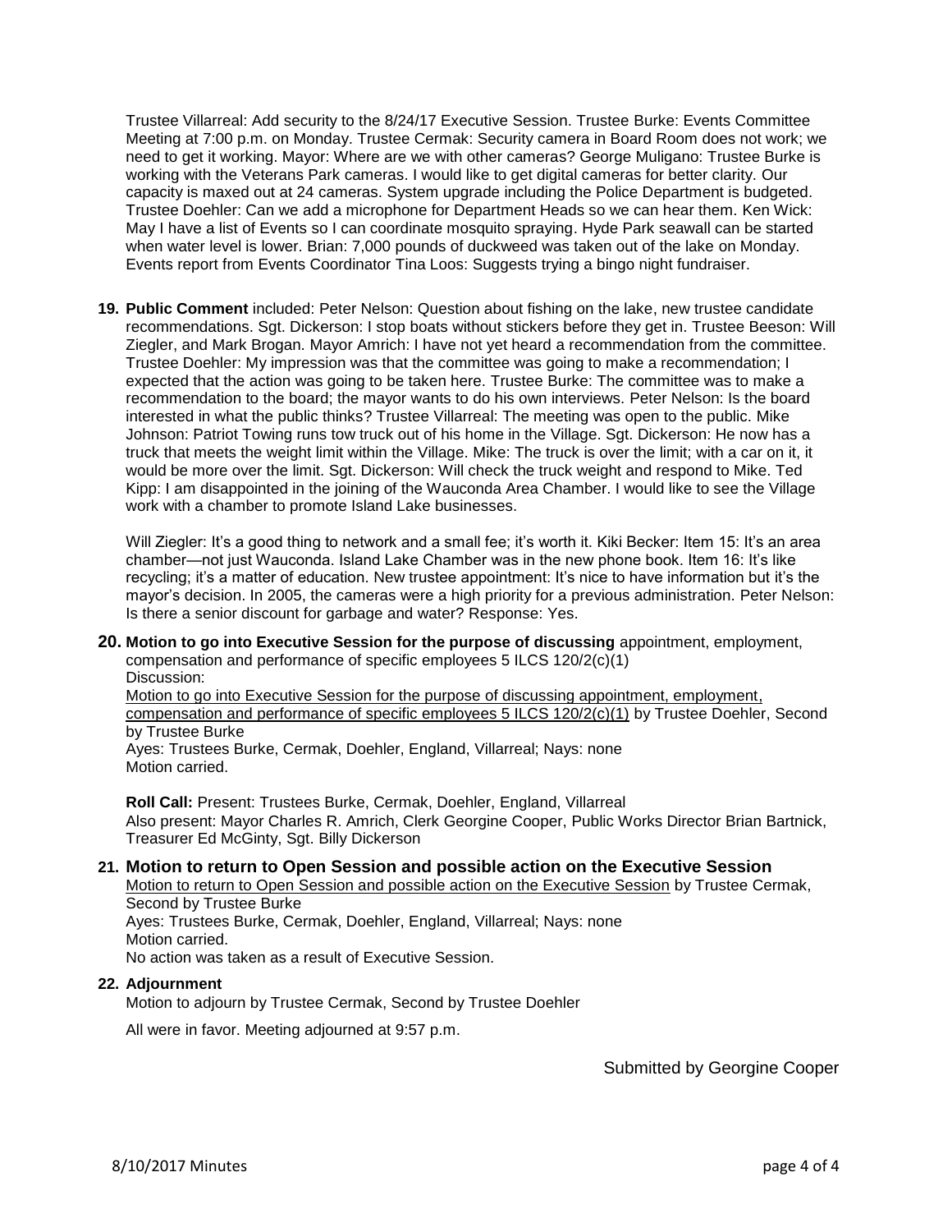Trustee Villarreal: Add security to the 8/24/17 Executive Session. Trustee Burke: Events Committee Meeting at 7:00 p.m. on Monday. Trustee Cermak: Security camera in Board Room does not work; we need to get it working. Mayor: Where are we with other cameras? George Muligano: Trustee Burke is working with the Veterans Park cameras. I would like to get digital cameras for better clarity. Our capacity is maxed out at 24 cameras. System upgrade including the Police Department is budgeted. Trustee Doehler: Can we add a microphone for Department Heads so we can hear them. Ken Wick: May I have a list of Events so I can coordinate mosquito spraying. Hyde Park seawall can be started when water level is lower. Brian: 7,000 pounds of duckweed was taken out of the lake on Monday. Events report from Events Coordinator Tina Loos: Suggests trying a bingo night fundraiser.

**19. Public Comment** included: Peter Nelson: Question about fishing on the lake, new trustee candidate recommendations. Sgt. Dickerson: I stop boats without stickers before they get in. Trustee Beeson: Will Ziegler, and Mark Brogan. Mayor Amrich: I have not yet heard a recommendation from the committee. Trustee Doehler: My impression was that the committee was going to make a recommendation; I expected that the action was going to be taken here. Trustee Burke: The committee was to make a recommendation to the board; the mayor wants to do his own interviews. Peter Nelson: Is the board interested in what the public thinks? Trustee Villarreal: The meeting was open to the public. Mike Johnson: Patriot Towing runs tow truck out of his home in the Village. Sgt. Dickerson: He now has a truck that meets the weight limit within the Village. Mike: The truck is over the limit; with a car on it, it would be more over the limit. Sgt. Dickerson: Will check the truck weight and respond to Mike. Ted Kipp: I am disappointed in the joining of the Wauconda Area Chamber. I would like to see the Village work with a chamber to promote Island Lake businesses.

Will Ziegler: It's a good thing to network and a small fee; it's worth it. Kiki Becker: Item 15: It's an area chamber—not just Wauconda. Island Lake Chamber was in the new phone book. Item 16: It's like recycling; it's a matter of education. New trustee appointment: It's nice to have information but it's the mayor's decision. In 2005, the cameras were a high priority for a previous administration. Peter Nelson: Is there a senior discount for garbage and water? Response: Yes.

**20. Motion to go into Executive Session for the purpose of discussing** appointment, employment, compensation and performance of specific employees 5 ILCS 120/2(c)(1)
Discussion:
Motion to go into Executive Session for the purpose of discussing appointment, employment, compensation and performance of specific employees 5 ILCS 120/2(c)(1) by Trustee Doehler, Second by Trustee Burke
Ayes: Trustees Burke, Cermak, Doehler, England, Villarreal; Nays: none
Motion carried.

**Roll Call:** Present: Trustees Burke, Cermak, Doehler, England, Villarreal
Also present: Mayor Charles R. Amrich, Clerk Georgine Cooper, Public Works Director Brian Bartnick, Treasurer Ed McGinty, Sgt. Billy Dickerson

**21. Motion to return to Open Session and possible action on the Executive Session**
Motion to return to Open Session and possible action on the Executive Session by Trustee Cermak, Second by Trustee Burke
Ayes: Trustees Burke, Cermak, Doehler, England, Villarreal; Nays: none
Motion carried.
No action was taken as a result of Executive Session.

**22. Adjournment**
Motion to adjourn by Trustee Cermak, Second by Trustee Doehler

All were in favor. Meeting adjourned at 9:57 p.m.

Submitted by Georgine Cooper